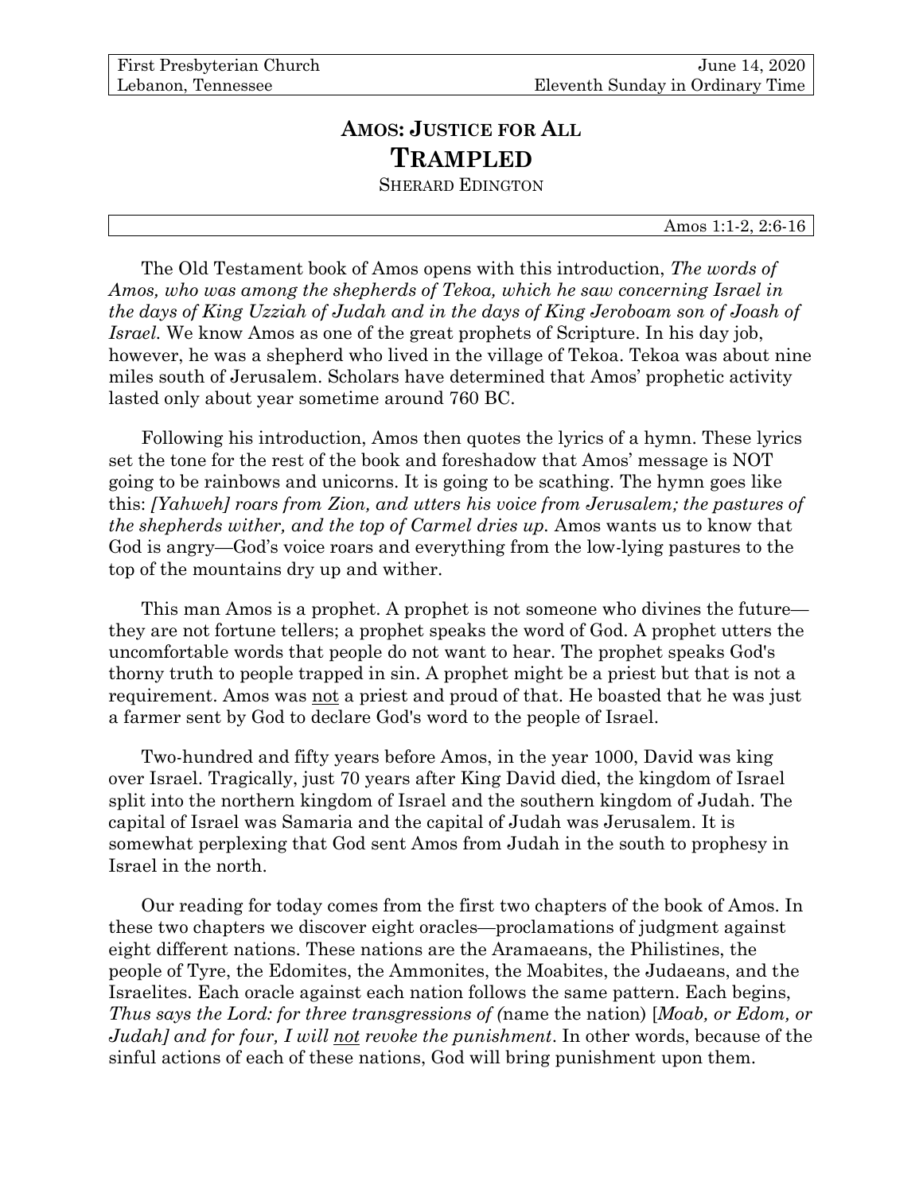First Presbyterian Church
Lebanon, Tennessee

June 14, 2020
Eleventh Sunday in Ordinary Time

# **AMOS: JUSTICE FOR ALL**
# **TRAMPLED**

SHERARD EDINGTON

Amos 1:1-2, 2:6-16

The Old Testament book of Amos opens with this introduction, *The words of Amos, who was among the shepherds of Tekoa, which he saw concerning Israel in the days of King Uzziah of Judah and in the days of King Jeroboam son of Joash of Israel.* We know Amos as one of the great prophets of Scripture. In his day job, however, he was a shepherd who lived in the village of Tekoa. Tekoa was about nine miles south of Jerusalem. Scholars have determined that Amos' prophetic activity lasted only about year sometime around 760 BC.

Following his introduction, Amos then quotes the lyrics of a hymn. These lyrics set the tone for the rest of the book and foreshadow that Amos' message is NOT going to be rainbows and unicorns. It is going to be scathing. The hymn goes like this: *[Yahweh] roars from Zion, and utters his voice from Jerusalem; the pastures of the shepherds wither, and the top of Carmel dries up.* Amos wants us to know that God is angry—God's voice roars and everything from the low-lying pastures to the top of the mountains dry up and wither.

This man Amos is a prophet. A prophet is not someone who divines the future—they are not fortune tellers; a prophet speaks the word of God. A prophet utters the uncomfortable words that people do not want to hear. The prophet speaks God's thorny truth to people trapped in sin. A prophet might be a priest but that is not a requirement. Amos was <u>not</u> a priest and proud of that. He boasted that he was just a farmer sent by God to declare God's word to the people of Israel.

Two-hundred and fifty years before Amos, in the year 1000, David was king over Israel. Tragically, just 70 years after King David died, the kingdom of Israel split into the northern kingdom of Israel and the southern kingdom of Judah. The capital of Israel was Samaria and the capital of Judah was Jerusalem. It is somewhat perplexing that God sent Amos from Judah in the south to prophesy in Israel in the north.

Our reading for today comes from the first two chapters of the book of Amos. In these two chapters we discover eight oracles—proclamations of judgment against eight different nations. These nations are the Aramaeans, the Philistines, the people of Tyre, the Edomites, the Ammonites, the Moabites, the Judaeans, and the Israelites. Each oracle against each nation follows the same pattern. Each begins, *Thus says the Lord: for three transgressions of (*name the nation) [*Moab, or Edom, or Judah] and for four, I will <u>not</u> revoke the punishment*. In other words, because of the sinful actions of each of these nations, God will bring punishment upon them.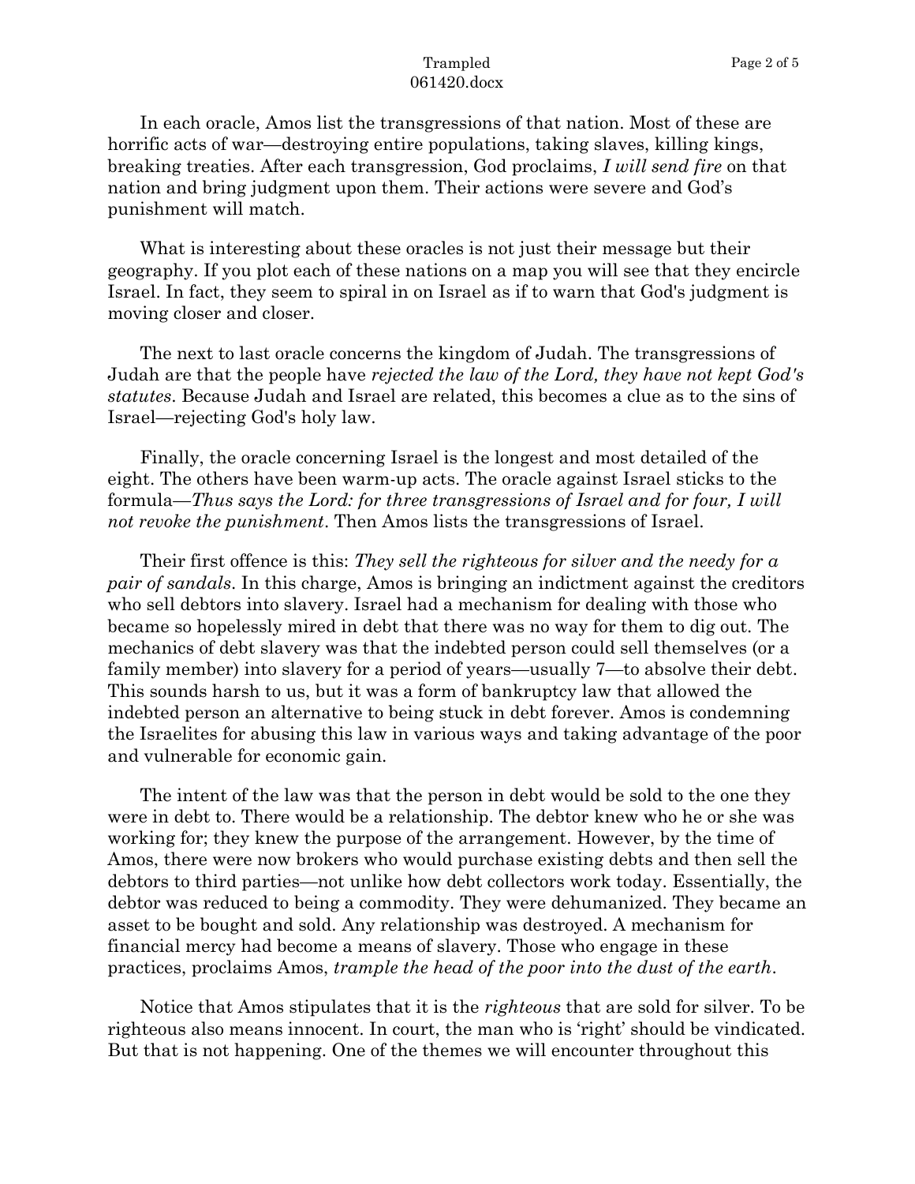In each oracle, Amos list the transgressions of that nation. Most of these are horrific acts of war—destroying entire populations, taking slaves, killing kings, breaking treaties. After each transgression, God proclaims, *I will send fire* on that nation and bring judgment upon them. Their actions were severe and God's punishment will match.

What is interesting about these oracles is not just their message but their geography. If you plot each of these nations on a map you will see that they encircle Israel. In fact, they seem to spiral in on Israel as if to warn that God's judgment is moving closer and closer.

The next to last oracle concerns the kingdom of Judah. The transgressions of Judah are that the people have *rejected the law of the Lord, they have not kept God's statutes*. Because Judah and Israel are related, this becomes a clue as to the sins of Israel—rejecting God's holy law.

Finally, the oracle concerning Israel is the longest and most detailed of the eight. The others have been warm-up acts. The oracle against Israel sticks to the formula—*Thus says the Lord: for three transgressions of Israel and for four, I will not revoke the punishment*. Then Amos lists the transgressions of Israel.

Their first offence is this: *They sell the righteous for silver and the needy for a pair of sandals*. In this charge, Amos is bringing an indictment against the creditors who sell debtors into slavery. Israel had a mechanism for dealing with those who became so hopelessly mired in debt that there was no way for them to dig out. The mechanics of debt slavery was that the indebted person could sell themselves (or a family member) into slavery for a period of years—usually 7—to absolve their debt. This sounds harsh to us, but it was a form of bankruptcy law that allowed the indebted person an alternative to being stuck in debt forever. Amos is condemning the Israelites for abusing this law in various ways and taking advantage of the poor and vulnerable for economic gain.

The intent of the law was that the person in debt would be sold to the one they were in debt to. There would be a relationship. The debtor knew who he or she was working for; they knew the purpose of the arrangement. However, by the time of Amos, there were now brokers who would purchase existing debts and then sell the debtors to third parties—not unlike how debt collectors work today. Essentially, the debtor was reduced to being a commodity. They were dehumanized. They became an asset to be bought and sold. Any relationship was destroyed. A mechanism for financial mercy had become a means of slavery. Those who engage in these practices, proclaims Amos, *trample the head of the poor into the dust of the earth*.

Notice that Amos stipulates that it is the *righteous* that are sold for silver. To be righteous also means innocent. In court, the man who is 'right' should be vindicated. But that is not happening. One of the themes we will encounter throughout this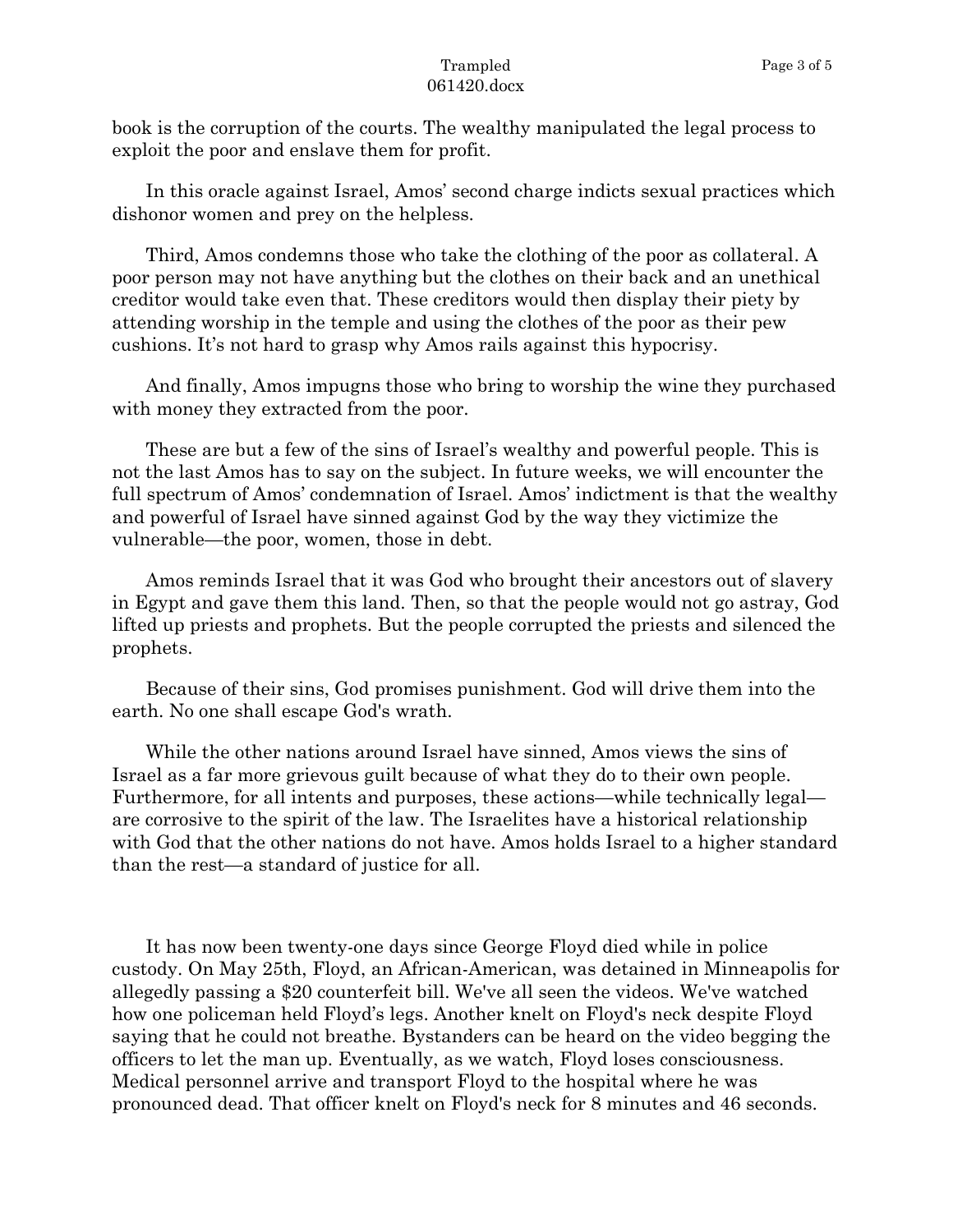book is the corruption of the courts. The wealthy manipulated the legal process to exploit the poor and enslave them for profit.

In this oracle against Israel, Amos' second charge indicts sexual practices which dishonor women and prey on the helpless.

Third, Amos condemns those who take the clothing of the poor as collateral. A poor person may not have anything but the clothes on their back and an unethical creditor would take even that. These creditors would then display their piety by attending worship in the temple and using the clothes of the poor as their pew cushions. It's not hard to grasp why Amos rails against this hypocrisy.

And finally, Amos impugns those who bring to worship the wine they purchased with money they extracted from the poor.

These are but a few of the sins of Israel's wealthy and powerful people. This is not the last Amos has to say on the subject. In future weeks, we will encounter the full spectrum of Amos' condemnation of Israel. Amos' indictment is that the wealthy and powerful of Israel have sinned against God by the way they victimize the vulnerable—the poor, women, those in debt.

Amos reminds Israel that it was God who brought their ancestors out of slavery in Egypt and gave them this land. Then, so that the people would not go astray, God lifted up priests and prophets. But the people corrupted the priests and silenced the prophets.

Because of their sins, God promises punishment. God will drive them into the earth. No one shall escape God's wrath.

While the other nations around Israel have sinned, Amos views the sins of Israel as a far more grievous guilt because of what they do to their own people. Furthermore, for all intents and purposes, these actions—while technically legal—are corrosive to the spirit of the law. The Israelites have a historical relationship with God that the other nations do not have. Amos holds Israel to a higher standard than the rest—a standard of justice for all.

It has now been twenty-one days since George Floyd died while in police custody. On May 25th, Floyd, an African-American, was detained in Minneapolis for allegedly passing a $20 counterfeit bill. We've all seen the videos. We've watched how one policeman held Floyd's legs. Another knelt on Floyd's neck despite Floyd saying that he could not breathe. Bystanders can be heard on the video begging the officers to let the man up. Eventually, as we watch, Floyd loses consciousness. Medical personnel arrive and transport Floyd to the hospital where he was pronounced dead. That officer knelt on Floyd's neck for 8 minutes and 46 seconds.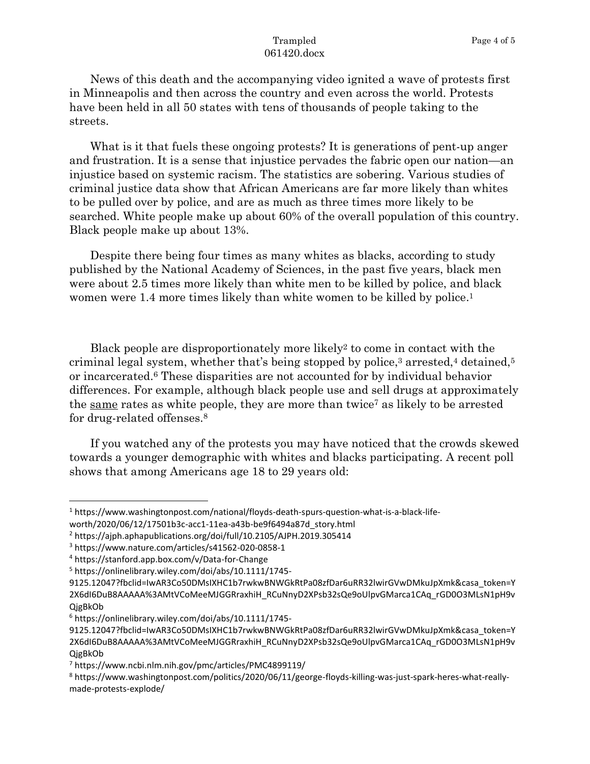News of this death and the accompanying video ignited a wave of protests first in Minneapolis and then across the country and even across the world. Protests have been held in all 50 states with tens of thousands of people taking to the streets.

What is it that fuels these ongoing protests? It is generations of pent-up anger and frustration. It is a sense that injustice pervades the fabric open our nation—an injustice based on systemic racism. The statistics are sobering. Various studies of criminal justice data show that African Americans are far more likely than whites to be pulled over by police, and are as much as three times more likely to be searched. White people make up about 60% of the overall population of this country. Black people make up about 13%.

Despite there being four times as many whites as blacks, according to study published by the National Academy of Sciences, in the past five years, black men were about 2.5 times more likely than white men to be killed by police, and black women were 1.4 more times likely than white women to be killed by police.[1]

Black people are disproportionately more likely[2] to come in contact with the criminal legal system, whether that's being stopped by police,[3] arrested,[4] detained,[5] or incarcerated.[6] These disparities are not accounted for by individual behavior differences. For example, although black people use and sell drugs at approximately the <u>same</u> rates as white people, they are more than twice[7] as likely to be arrested for drug-related offenses.[8]

If you watched any of the protests you may have noticed that the crowds skewed towards a younger demographic with whites and blacks participating. A recent poll shows that among Americans age 18 to 29 years old:

---

[1] https://www.washingtonpost.com/national/floyds-death-spurs-question-what-is-a-black-life-worth/2020/06/12/17501b3c-acc1-11ea-a43b-be9f6494a87d_story.html

[2] https://ajph.aphapublications.org/doi/full/10.2105/AJPH.2019.305414

[3] https://www.nature.com/articles/s41562-020-0858-1

[4] https://stanford.app.box.com/v/Data-for-Change

[5] https://onlinelibrary.wiley.com/doi/abs/10.1111/1745-9125.12047?fbclid=IwAR3Co50DMsIXHC1b7rwkwBNWGkRtPa08zfDar6uRR32lwirGVwDMkuJpXmk&casa_token=Y2X6dI6DuB8AAAAA%3AMtVCoMeeMJGGRraxhiH_RCuNnyD2XPsb32sQe9oUlpvGMarca1CAq_rGD0O3MLsN1pH9vQjgBkOb

[6] https://onlinelibrary.wiley.com/doi/abs/10.1111/1745-9125.12047?fbclid=IwAR3Co50DMsIXHC1b7rwkwBNWGkRtPa08zfDar6uRR32lwirGVwDMkuJpXmk&casa_token=Y2X6dI6DuB8AAAAA%3AMtVCoMeeMJGGRraxhiH_RCuNnyD2XPsb32sQe9oUlpvGMarca1CAq_rGD0O3MLsN1pH9vQjgBkOb

[7] https://www.ncbi.nlm.nih.gov/pmc/articles/PMC4899119/

[8] https://www.washingtonpost.com/politics/2020/06/11/george-floyds-killing-was-just-spark-heres-what-really-made-protests-explode/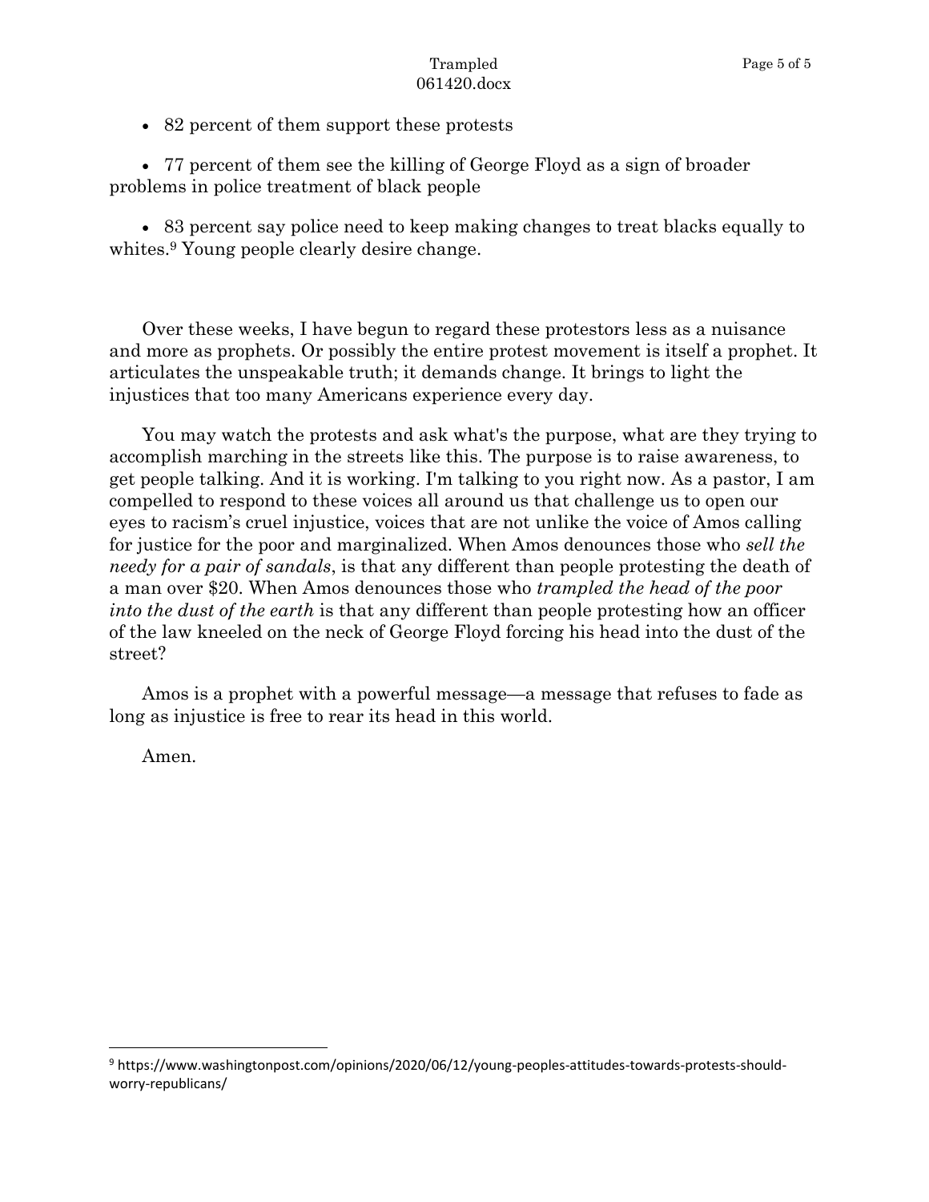- 82 percent of them support these protests
- 77 percent of them see the killing of George Floyd as a sign of broader problems in police treatment of black people
- 83 percent say police need to keep making changes to treat blacks equally to whites.[9] Young people clearly desire change.

Over these weeks, I have begun to regard these protestors less as a nuisance and more as prophets. Or possibly the entire protest movement is itself a prophet. It articulates the unspeakable truth; it demands change. It brings to light the injustices that too many Americans experience every day.

You may watch the protests and ask what's the purpose, what are they trying to accomplish marching in the streets like this. The purpose is to raise awareness, to get people talking. And it is working. I'm talking to you right now. As a pastor, I am compelled to respond to these voices all around us that challenge us to open our eyes to racism's cruel injustice, voices that are not unlike the voice of Amos calling for justice for the poor and marginalized. When Amos denounces those who *sell the needy for a pair of sandals*, is that any different than people protesting the death of a man over $20. When Amos denounces those who *trampled the head of the poor into the dust of the earth* is that any different than people protesting how an officer of the law kneeled on the neck of George Floyd forcing his head into the dust of the street?

Amos is a prophet with a powerful message—a message that refuses to fade as long as injustice is free to rear its head in this world.

Amen.

---

[9] https://www.washingtonpost.com/opinions/2020/06/12/young-peoples-attitudes-towards-protests-should-worry-republicans/